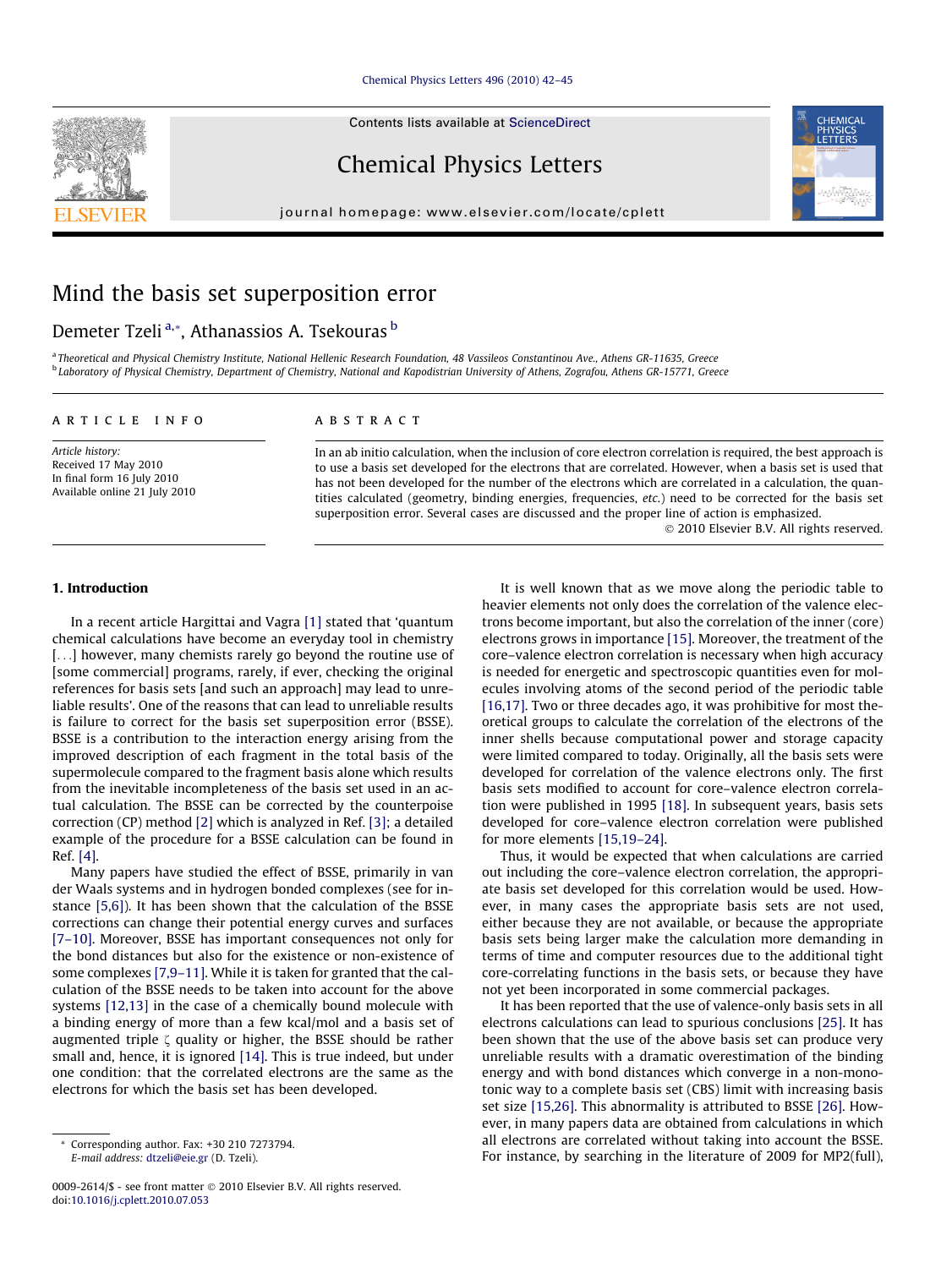# Mind the basis set superposition error

Demeter Tzeli [a,*], Athanassios A. Tsekouras [b]

[a] Theoretical and Physical Chemistry Institute, National Hellenic Research Foundation, 48 Vassileos Constantinou Ave., Athens GR-11635, Greece
[b] Laboratory of Physical Chemistry, Department of Chemistry, National and Kapodistrian University of Athens, Zografou, Athens GR-15771, Greece

ARTICLE INFO

*Article history:*
Received 17 May 2010
In final form 16 July 2010
Available online 21 July 2010

ABSTRACT

In an ab initio calculation, when the inclusion of core electron correlation is required, the best approach is to use a basis set developed for the electrons that are correlated. However, when a basis set is used that has not been developed for the number of the electrons which are correlated in a calculation, the quantities calculated (geometry, binding energies, frequencies, *etc.*) need to be corrected for the basis set superposition error. Several cases are discussed and the proper line of action is emphasized.

© 2010 Elsevier B.V. All rights reserved.

## 1. Introduction

In a recent article Hargittai and Vagra [1] stated that 'quantum chemical calculations have become an everyday tool in chemistry [...] however, many chemists rarely go beyond the routine use of [some commercial] programs, rarely, if ever, checking the original references for basis sets [and such an approach] may lead to unreliable results'. One of the reasons that can lead to unreliable results is failure to correct for the basis set superposition error (BSSE). BSSE is a contribution to the interaction energy arising from the improved description of each fragment in the total basis of the supermolecule compared to the fragment basis alone which results from the inevitable incompleteness of the basis set used in an actual calculation. The BSSE can be corrected by the counterpoise correction (CP) method [2] which is analyzed in Ref. [3]; a detailed example of the procedure for a BSSE calculation can be found in Ref. [4].

Many papers have studied the effect of BSSE, primarily in van der Waals systems and in hydrogen bonded complexes (see for instance [5,6]). It has been shown that the calculation of the BSSE corrections can change their potential energy curves and surfaces [7–10]. Moreover, BSSE has important consequences not only for the bond distances but also for the existence or non-existence of some complexes [7,9–11]. While it is taken for granted that the calculation of the BSSE needs to be taken into account for the above systems [12,13] in the case of a chemically bound molecule with a binding energy of more than a few kcal/mol and a basis set of augmented triple $\zeta$ quality or higher, the BSSE should be rather small and, hence, it is ignored [14]. This is true indeed, but under one condition: that the correlated electrons are the same as the electrons for which the basis set has been developed.

It is well known that as we move along the periodic table to heavier elements not only does the correlation of the valence electrons become important, but also the correlation of the inner (core) electrons grows in importance [15]. Moreover, the treatment of the core–valence electron correlation is necessary when high accuracy is needed for energetic and spectroscopic quantities even for molecules involving atoms of the second period of the periodic table [16,17]. Two or three decades ago, it was prohibitive for most theoretical groups to calculate the correlation of the electrons of the inner shells because computational power and storage capacity were limited compared to today. Originally, all the basis sets were developed for correlation of the valence electrons only. The first basis sets modified to account for core–valence electron correlation were published in 1995 [18]. In subsequent years, basis sets developed for core–valence electron correlation were published for more elements [15,19–24].

Thus, it would be expected that when calculations are carried out including the core–valence electron correlation, the appropriate basis set developed for this correlation would be used. However, in many cases the appropriate basis sets are not used, either because they are not available, or because the appropriate basis sets being larger make the calculation more demanding in terms of time and computer resources due to the additional tight core-correlating functions in the basis sets, or because they have not yet been incorporated in some commercial packages.

It has been reported that the use of valence-only basis sets in all electrons calculations can lead to spurious conclusions [25]. It has been shown that the use of the above basis set can produce very unreliable results with a dramatic overestimation of the binding energy and with bond distances which converge in a non-monotonic way to a complete basis set (CBS) limit with increasing basis set size [15,26]. This abnormality is attributed to BSSE [26]. However, in many papers data are obtained from calculations in which all electrons are correlated without taking into account the BSSE. For instance, by searching in the literature of 2009 for MP2(full),

* Corresponding author. Fax: +30 210 7273794.
*E-mail address:* dtzeli@eie.gr (D. Tzeli).

0009-2614/$ - see front matter © 2010 Elsevier B.V. All rights reserved.
doi:10.1016/j.cplett.2010.07.053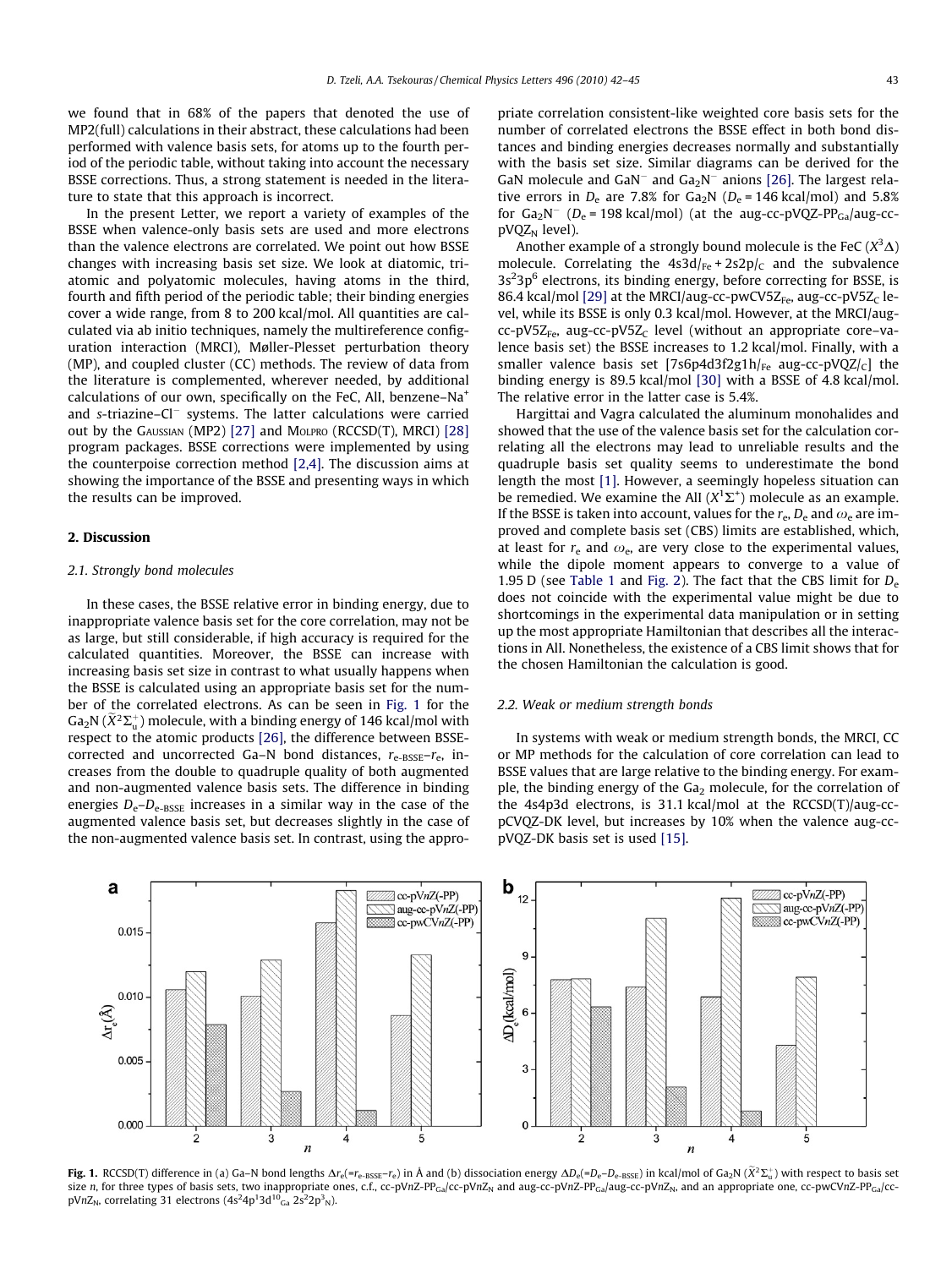we found that in 68% of the papers that denoted the use of MP2(full) calculations in their abstract, these calculations had been performed with valence basis sets, for atoms up to the fourth period of the periodic table, without taking into account the necessary BSSE corrections. Thus, a strong statement is needed in the literature to state that this approach is incorrect.

In the present Letter, we report a variety of examples of the BSSE when valence-only basis sets are used and more electrons than the valence electrons are correlated. We point out how BSSE changes with increasing basis set size. We look at diatomic, triatomic and polyatomic molecules, having atoms in the third, fourth and fifth period of the periodic table; their binding energies cover a wide range, from 8 to 200 kcal/mol. All quantities are calculated via ab initio techniques, namely the multireference configuration interaction (MRCI), Møller-Plesset perturbation theory (MP), and coupled cluster (CC) methods. The review of data from the literature is complemented, wherever needed, by additional calculations of our own, specifically on the FeC, AlI, benzene–$Na^+$ and *s*-triazine–$Cl^-$ systems. The latter calculations were carried out by the GAUSSIAN (MP2) [27] and MOLPRO (RCCSD(T), MRCI) [28] program packages. BSSE corrections were implemented by using the counterpoise correction method [2,4]. The discussion aims at showing the importance of the BSSE and presenting ways in which the results can be improved.

## 2. Discussion

### 2.1. Strongly bond molecules

In these cases, the BSSE relative error in binding energy, due to inappropriate valence basis set for the core correlation, may not be as large, but still considerable, if high accuracy is required for the calculated quantities. Moreover, the BSSE can increase with increasing basis set size in contrast to what usually happens when the BSSE is calculated using an appropriate basis set for the number of the correlated electrons. As can be seen in Fig. 1 for the $Ga_2N$ ($\tilde{X}^2\Sigma_u^+$) molecule, with a binding energy of 146 kcal/mol with respect to the atomic products [26], the difference between BSSE-corrected and uncorrected Ga–N bond distances, $r_{e\text{-BSSE}}-r_e$, increases from the double to quadruple quality of both augmented and non-augmented valence basis sets. The difference in binding energies $D_e-D_{e\text{-BSSE}}$ increases in a similar way in the case of the augmented valence basis set, but decreases slightly in the case of the non-augmented valence basis set. In contrast, using the appropriate correlation consistent-like weighted core basis sets for the number of correlated electrons the BSSE effect in both bond distances and binding energies decreases normally and substantially with the basis set size. Similar diagrams can be derived for the GaN molecule and $GaN^-$ and $Ga_2N^-$ anions [26]. The largest relative errors in $D_e$ are 7.8% for $Ga_2N$ ($D_e$ = 146 kcal/mol) and 5.8% for $Ga_2N^-$ ($D_e$ = 198 kcal/mol) (at the aug-cc-pVQZ-$PP_{Ga}$/aug-cc-$pVQZ_N$ level).

Another example of a strongly bound molecule is the FeC ($X^3\Delta$) molecule. Correlating the $4s3d/_{Fe} + 2s2p/_C$ and the subvalence $3s^23p^6$ electrons, its binding energy, before correcting for BSSE, is 86.4 kcal/mol [29] at the MRCI/aug-cc-pwCV5$Z_{Fe}$, aug-cc-pV5$Z_C$ level, while its BSSE is only 0.3 kcal/mol. However, at the MRCI/aug-cc-pV5$Z_{Fe}$, aug-cc-pV5$Z_C$ level (without an appropriate core–valence basis set) the BSSE increases to 1.2 kcal/mol. Finally, with a smaller valence basis set [7s6p4d3f2g1h/$_{Fe}$ aug-cc-pVQZ/$_C$] the binding energy is 89.5 kcal/mol [30] with a BSSE of 4.8 kcal/mol. The relative error in the latter case is 5.4%.

Hargittai and Vagra calculated the aluminum monohalides and showed that the use of the valence basis set for the calculation correlating all the electrons may lead to unreliable results and the quadruple basis set quality seems to underestimate the bond length the most [1]. However, a seemingly hopeless situation can be remedied. We examine the AlI ($X^1\Sigma^+$) molecule as an example. If the BSSE is taken into account, values for the $r_e$, $D_e$ and $\omega_e$ are improved and complete basis set (CBS) limits are established, which, at least for $r_e$ and $\omega_e$, are very close to the experimental values, while the dipole moment appears to converge to a value of 1.95 D (see Table 1 and Fig. 2). The fact that the CBS limit for $D_e$ does not coincide with the experimental value might be due to shortcomings in the experimental data manipulation or in setting up the most appropriate Hamiltonian that describes all the interactions in AlI. Nonetheless, the existence of a CBS limit shows that for the chosen Hamiltonian the calculation is good.

### 2.2. Weak or medium strength bonds

In systems with weak or medium strength bonds, the MRCI, CC or MP methods for the calculation of core correlation can lead to BSSE values that are large relative to the binding energy. For example, the binding energy of the $Ga_2$ molecule, for the correlation of the 4s4p3d electrons, is 31.1 kcal/mol at the RCCSD(T)/aug-cc-pCVQZ-DK level, but increases by 10% when the valence aug-cc-pVQZ-DK basis set is used [15].

**Fig. 1.** RCCSD(T) difference in (a) Ga–N bond lengths $\Delta r_e(=r_{e\text{-BSSE}}-r_e)$ in Å and (b) dissociation energy $\Delta D_e(=D_e-D_{e\text{-BSSE}})$ in kcal/mol of $Ga_2N$ ($\tilde{X}^2\Sigma_u^+$) with respect to basis set size *n*, for three types of basis sets, two inappropriate ones, c.f., cc-pV*n*Z-$PP_{Ga}$/cc-pV*n*$Z_N$ and aug-cc-pV*n*Z-$PP_{Ga}$/aug-cc-pV*n*$Z_N$, and an appropriate one, cc-pwCV*n*Z-$PP_{Ga}$/cc-pV*n*$Z_N$, correlating 31 electrons ($4s^24p^13d^{10}{}_{Ga}$ $2s^22p^3{}_N$).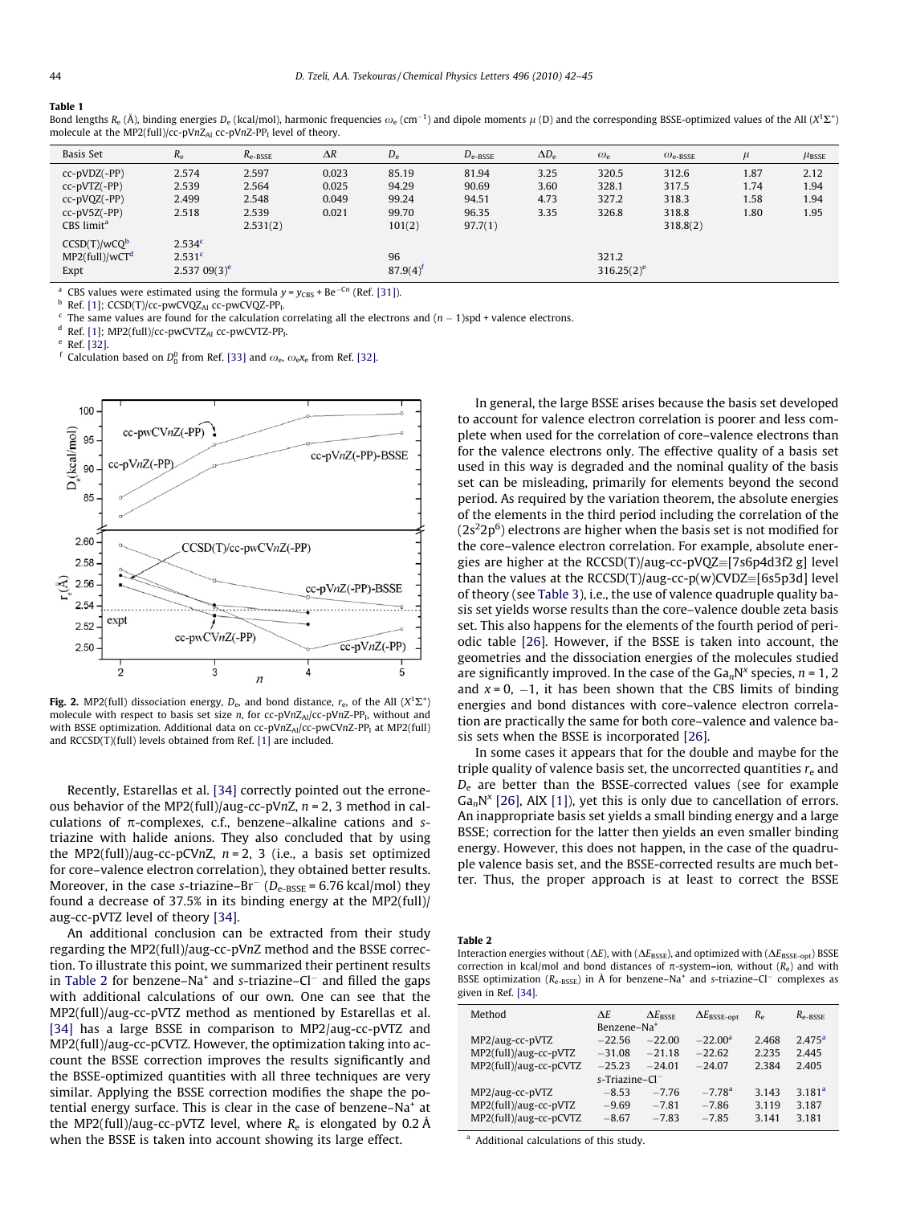**Table 1**

Bond lengths $R_e$ (Å), binding energies $D_e$ (kcal/mol), harmonic frequencies $\omega_e$ (cm$^{-1}$) and dipole moments $\mu$ (D) and the corresponding BSSE-optimized values of the AlI ($X^1\Sigma^+$) molecule at the MP2(full)/cc-pV$n$Z$_{Al}$ cc-pV$n$Z-PP$_I$ level of theory.

| Basis Set | $R_e$ | $R_{e\text{-BSSE}}$ | $\Delta R$ | $D_e$ | $D_{e\text{-BSSE}}$ | $\Delta D_e$ | $\omega_e$ | $\omega_{e\text{-BSSE}}$ | $\mu$ | $\mu_{\text{BSSE}}$ |
|---|---|---|---|---|---|---|---|---|---|---|
| cc-pVDZ(-PP) | 2.574 | 2.597 | 0.023 | 85.19 | 81.94 | 3.25 | 320.5 | 312.6 | 1.87 | 2.12 |
| cc-pVTZ(-PP) | 2.539 | 2.564 | 0.025 | 94.29 | 90.69 | 3.60 | 328.1 | 317.5 | 1.74 | 1.94 |
| cc-pVQZ(-PP) | 2.499 | 2.548 | 0.049 | 99.24 | 94.51 | 4.73 | 327.2 | 318.3 | 1.58 | 1.94 |
| cc-pV5Z(-PP) | 2.518 | 2.539 | 0.021 | 99.70 | 96.35 | 3.35 | 326.8 | 318.8 | 1.80 | 1.95 |
| CBS limit[a] | | 2.531(2) | | 101(2) | 97.7(1) | | | 318.8(2) | | |
| CCSD(T)/wCQ[b] | 2.534[c] | | | | | | | | | |
| MP2(full)/wCT[d] | 2.531[c] | | | 96 | | | 321.2 | | | |
| Expt | 2.537 09(3)[e] | | | 87.9(4)[f] | | | 316.25(2)[e] | | | |

[a] CBS values were estimated using the formula $y = y_{CBS} + Be^{-Cn}$ (Ref. [31]).
[b] Ref. [1]; CCSD(T)/cc-pwCVQZ$_{Al}$ cc-pwCVQZ-PP$_I$.
[c] The same values are found for the calculation correlating all the electrons and $(n-1)$spd + valence electrons.
[d] Ref. [1]; MP2(full)/cc-pwCVTZ$_{Al}$ cc-pwCVTZ-PP$_I$.
[e] Ref. [32].
[f] Calculation based on $D_0^0$ from Ref. [33] and $\omega_e$, $\omega_e x_e$ from Ref. [32].

**Fig. 2.** MP2(full) dissociation energy, $D_e$, and bond distance, $r_e$, of the AlI ($X^1\Sigma^+$) molecule with respect to basis set size $n$, for cc-pV$n$Z$_{Al}$/cc-pV$n$Z-PP$_I$, without and with BSSE optimization. Additional data on cc-pV$n$Z$_{Al}$/cc-pwCV$n$Z-PP$_I$ at MP2(full) and RCCSD(T)(full) levels obtained from Ref. [1] are included.

Recently, Estarellas et al. [34] correctly pointed out the erroneous behavior of the MP2(full)/aug-cc-pV$n$Z, $n$ = 2, 3 method in calculations of π-complexes, c.f., benzene–alkaline cations and s-triazine with halide anions. They also concluded that by using the MP2(full)/aug-cc-pCV$n$Z, $n$ = 2, 3 (i.e., a basis set optimized for core–valence electron correlation), they obtained better results. Moreover, in the case s-triazine–$Br^-$ ($D_{e\text{-BSSE}}$ = 6.76 kcal/mol) they found a decrease of 37.5% in its binding energy at the MP2(full)/aug-cc-pVTZ level of theory [34].

An additional conclusion can be extracted from their study regarding the MP2(full)/aug-cc-pV$n$Z method and the BSSE correction. To illustrate this point, we summarized their pertinent results in Table 2 for benzene–$Na^+$ and s-triazine–$Cl^-$ and filled the gaps with additional calculations of our own. One can see that the MP2(full)/aug-cc-pVTZ method as mentioned by Estarellas et al. [34] has a large BSSE in comparison to MP2/aug-cc-pVTZ and MP2(full)/aug-cc-pCVTZ. However, the optimization taking into account the BSSE correction improves the results significantly and the BSSE-optimized quantities with all three techniques are very similar. Applying the BSSE correction modifies the shape the potential energy surface. This is clear in the case of benzene–$Na^+$ at the MP2(full)/aug-cc-pVTZ level, where $R_e$ is elongated by 0.2 Å when the BSSE is taken into account showing its large effect.

In general, the large BSSE arises because the basis set developed to account for valence electron correlation is poorer and less complete when used for the correlation of core–valence electrons than for the valence electrons only. The effective quality of a basis set used in this way is degraded and the nominal quality of the basis set can be misleading, primarily for elements beyond the second period. As required by the variation theorem, the absolute energies of the elements in the third period including the correlation of the ($2s^22p^6$) electrons are higher when the basis set is not modified for the core–valence electron correlation. For example, absolute energies are higher at the RCCSD(T)/aug-cc-pVQZ≡[7s6p4d3f2 g] level than the values at the RCCSD(T)/aug-cc-p(w)CVDZ≡[6s5p3d] level of theory (see Table 3), i.e., the use of valence quadruple quality basis set yields worse results than the core–valence double zeta basis set. This also happens for the elements of the fourth period of periodic table [26]. However, if the BSSE is taken into account, the geometries and the dissociation energies of the molecules studied are significantly improved. In the case of the $Ga_nN^x$ species, $n$ = 1, 2 and $x$ = 0, −1, it has been shown that the CBS limits of binding energies and bond distances with core–valence electron correlation are practically the same for both core–valence and valence basis sets when the BSSE is incorporated [26].

In some cases it appears that for the double and maybe for the triple quality of valence basis set, the uncorrected quantities $r_e$ and $D_e$ are better than the BSSE-corrected values (see for example $Ga_nN^x$ [26], AlX [1]), yet this is only due to cancellation of errors. An inappropriate basis set yields a small binding energy and a large BSSE; correction for the latter then yields an even smaller binding energy. However, this does not happen, in the case of the quadruple valence basis set, and the BSSE-corrected results are much better. Thus, the proper approach is at least to correct the BSSE

**Table 2**

Interaction energies without ($\Delta E$), with ($\Delta E_{\text{BSSE}}$), and optimized with ($\Delta E_{\text{BSSE-opt}}$) BSSE correction in kcal/mol and bond distances of π-system–ion, without ($R_e$) and with BSSE optimization ($R_{e\text{-BSSE}}$) in Å for benzene–$Na^+$ and s-triazine–$Cl^-$ complexes as given in Ref. [34].

| Method | $\Delta E$ | $\Delta E_{\text{BSSE}}$ | $\Delta E_{\text{BSSE-opt}}$ | $R_e$ | $R_{e\text{-BSSE}}$ |
|---|---|---|---|---|---|
| | Benzene–$Na^+$ | | | | |
| MP2/aug-cc-pVTZ | −22.56 | −22.00 | −22.00[a] | 2.468 | 2.475[a] |
| MP2(full)/aug-cc-pVTZ | −31.08 | −21.18 | −22.62 | 2.235 | 2.445 |
| MP2(full)/aug-cc-pCVTZ | −25.23 | −24.01 | −24.07 | 2.384 | 2.405 |
| | s-Triazine–$Cl^-$ | | | | |
| MP2/aug-cc-pVTZ | −8.53 | −7.76 | −7.78[a] | 3.143 | 3.181[a] |
| MP2(full)/aug-cc-pVTZ | −9.69 | −7.81 | −7.86 | 3.119 | 3.187 |
| MP2(full)/aug-cc-pCVTZ | −8.67 | −7.83 | −7.85 | 3.141 | 3.181 |

[a] Additional calculations of this study.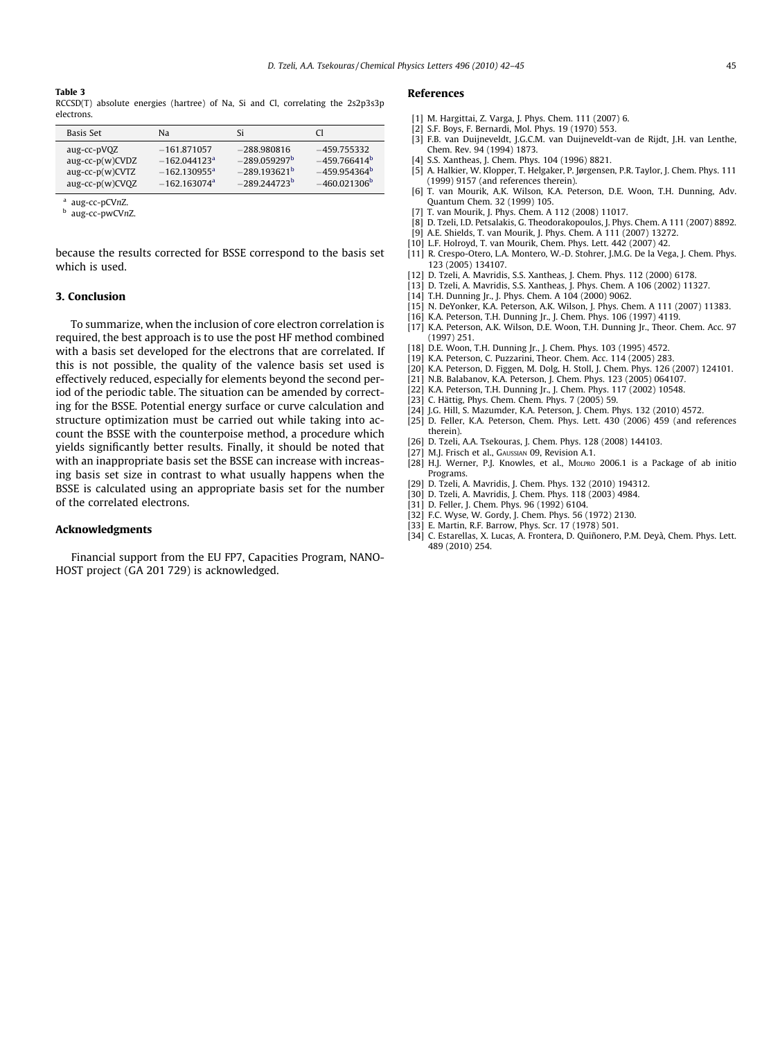**Table 3**
RCCSD(T) absolute energies (hartree) of Na, Si and Cl, correlating the 2s2p3s3p electrons.

| Basis Set | Na | Si | Cl |
|---|---|---|---|
| aug-cc-pVQZ | −161.871057 | −288.980816 | −459.755332 |
| aug-cc-p(w)CVDZ | −162.044123[a] | −289.059297[b] | −459.766414[b] |
| aug-cc-p(w)CVTZ | −162.130955[a] | −289.193621[b] | −459.954364[b] |
| aug-cc-p(w)CVQZ | −162.163074[a] | −289.244723[b] | −460.021306[b] |

[a] aug-cc-pCV*n*Z.
[b] aug-cc-pwCV*n*Z.

because the results corrected for BSSE correspond to the basis set which is used.

## 3. Conclusion

To summarize, when the inclusion of core electron correlation is required, the best approach is to use the post HF method combined with a basis set developed for the electrons that are correlated. If this is not possible, the quality of the valence basis set used is effectively reduced, especially for elements beyond the second period of the periodic table. The situation can be amended by correcting for the BSSE. Potential energy surface or curve calculation and structure optimization must be carried out while taking into account the BSSE with the counterpoise method, a procedure which yields significantly better results. Finally, it should be noted that with an inappropriate basis set the BSSE can increase with increasing basis set size in contrast to what usually happens when the BSSE is calculated using an appropriate basis set for the number of the correlated electrons.

## Acknowledgments

Financial support from the EU FP7, Capacities Program, NANO-HOST project (GA 201 729) is acknowledged.

## References

[1] M. Hargittai, Z. Varga, J. Phys. Chem. 111 (2007) 6.
[2] S.F. Boys, F. Bernardi, Mol. Phys. 19 (1970) 553.
[3] F.B. van Duijneveldt, J.G.C.M. van Duijneveldt-van de Rijdt, J.H. van Lenthe, Chem. Rev. 94 (1994) 1873.
[4] S.S. Xantheas, J. Chem. Phys. 104 (1996) 8821.
[5] A. Halkier, W. Klopper, T. Helgaker, P. Jørgensen, P.R. Taylor, J. Chem. Phys. 111 (1999) 9157 (and references therein).
[6] T. van Mourik, A.K. Wilson, K.A. Peterson, D.E. Woon, T.H. Dunning, Adv. Quantum Chem. 32 (1999) 105.
[7] T. van Mourik, J. Phys. Chem. A 112 (2008) 11017.
[8] D. Tzeli, I.D. Petsalakis, G. Theodorakopoulos, J. Phys. Chem. A 111 (2007) 8892.
[9] A.E. Shields, T. van Mourik, J. Phys. Chem. A 111 (2007) 13272.
[10] L.F. Holroyd, T. van Mourik, Chem. Phys. Lett. 442 (2007) 42.
[11] R. Crespo-Otero, L.A. Montero, W.-D. Stohrer, J.M.G. De la Vega, J. Chem. Phys. 123 (2005) 134107.
[12] D. Tzeli, A. Mavridis, S.S. Xantheas, J. Chem. Phys. 112 (2000) 6178.
[13] D. Tzeli, A. Mavridis, S.S. Xantheas, J. Phys. Chem. A 106 (2002) 11327.
[14] T.H. Dunning Jr., J. Phys. Chem. A 104 (2000) 9062.
[15] N. DeYonker, K.A. Peterson, A.K. Wilson, J. Phys. Chem. A 111 (2007) 11383.
[16] K.A. Peterson, T.H. Dunning Jr., J. Chem. Phys. 106 (1997) 4119.
[17] K.A. Peterson, A.K. Wilson, D.E. Woon, T.H. Dunning Jr., Theor. Chem. Acc. 97 (1997) 251.
[18] D.E. Woon, T.H. Dunning Jr., J. Chem. Phys. 103 (1995) 4572.
[19] K.A. Peterson, C. Puzzarini, Theor. Chem. Acc. 114 (2005) 283.
[20] K.A. Peterson, D. Figgen, M. Dolg, H. Stoll, J. Chem. Phys. 126 (2007) 124101.
[21] N.B. Balabanov, K.A. Peterson, J. Chem. Phys. 123 (2005) 064107.
[22] K.A. Peterson, T.H. Dunning Jr., J. Chem. Phys. 117 (2002) 10548.
[23] C. Hättig, Phys. Chem. Chem. Phys. 7 (2005) 59.
[24] J.G. Hill, S. Mazumder, K.A. Peterson, J. Chem. Phys. 132 (2010) 4572.
[25] D. Feller, K.A. Peterson, Chem. Phys. Lett. 430 (2006) 459 (and references therein).
[26] D. Tzeli, A.A. Tsekouras, J. Chem. Phys. 128 (2008) 144103.
[27] M.J. Frisch et al., GAUSSIAN 09, Revision A.1.
[28] H.J. Werner, P.J. Knowles, et al., MOLPRO 2006.1 is a Package of ab initio Programs.
[29] D. Tzeli, A. Mavridis, J. Chem. Phys. 132 (2010) 194312.
[30] D. Tzeli, A. Mavridis, J. Chem. Phys. 118 (2003) 4984.
[31] D. Feller, J. Chem. Phys. 96 (1992) 6104.
[32] F.C. Wyse, W. Gordy, J. Chem. Phys. 56 (1972) 2130.
[33] E. Martin, R.F. Barrow, Phys. Scr. 17 (1978) 501.
[34] C. Estarellas, X. Lucas, A. Frontera, D. Quiñonero, P.M. Deyà, Chem. Phys. Lett. 489 (2010) 254.